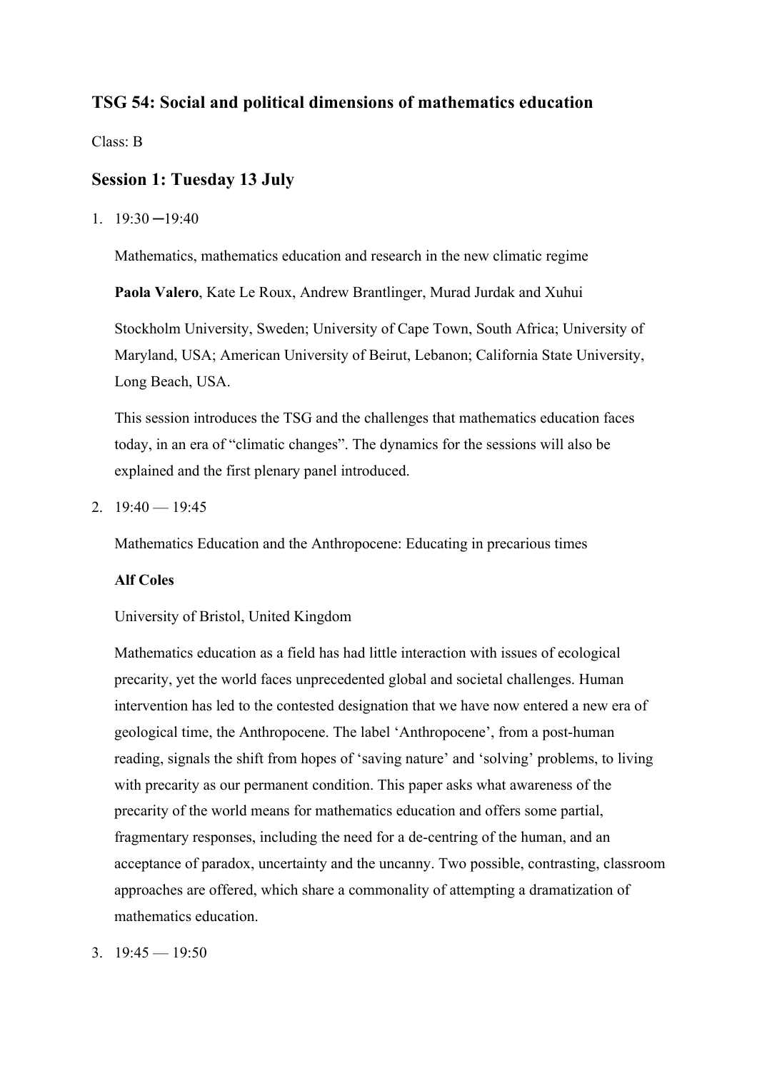## TSG 54: Social and political dimensions of mathematics education

Class: B

### Session 1: Tuesday 13 July

1. 19:30 ─19:40

   Mathematics, mathematics education and research in the new climatic regime

   **Paola Valero**, Kate Le Roux, Andrew Brantlinger, Murad Jurdak and Xuhui

   Stockholm University, Sweden; University of Cape Town, South Africa; University of Maryland, USA; American University of Beirut, Lebanon; California State University, Long Beach, USA.

   This session introduces the TSG and the challenges that mathematics education faces today, in an era of "climatic changes". The dynamics for the sessions will also be explained and the first plenary panel introduced.

2. 19:40 — 19:45

   Mathematics Education and the Anthropocene: Educating in precarious times

   **Alf Coles**

   University of Bristol, United Kingdom

   Mathematics education as a field has had little interaction with issues of ecological precarity, yet the world faces unprecedented global and societal challenges. Human intervention has led to the contested designation that we have now entered a new era of geological time, the Anthropocene. The label 'Anthropocene', from a post-human reading, signals the shift from hopes of 'saving nature' and 'solving' problems, to living with precarity as our permanent condition. This paper asks what awareness of the precarity of the world means for mathematics education and offers some partial, fragmentary responses, including the need for a de-centring of the human, and an acceptance of paradox, uncertainty and the uncanny. Two possible, contrasting, classroom approaches are offered, which share a commonality of attempting a dramatization of mathematics education.

3. 19:45 — 19:50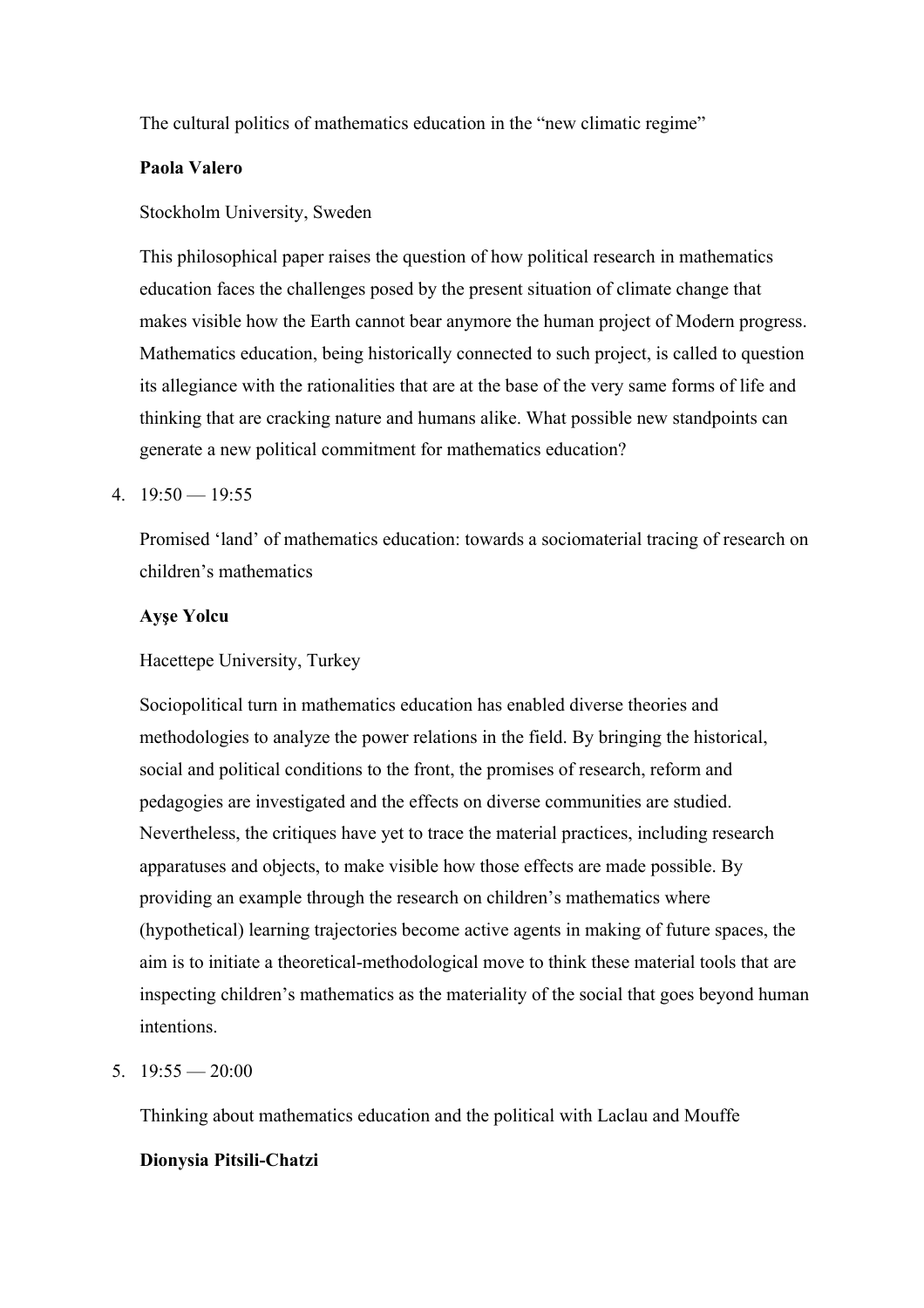The cultural politics of mathematics education in the “new climatic regime”

**Paola Valero**

Stockholm University, Sweden

This philosophical paper raises the question of how political research in mathematics education faces the challenges posed by the present situation of climate change that makes visible how the Earth cannot bear anymore the human project of Modern progress. Mathematics education, being historically connected to such project, is called to question its allegiance with the rationalities that are at the base of the very same forms of life and thinking that are cracking nature and humans alike. What possible new standpoints can generate a new political commitment for mathematics education?

4. 19:50 — 19:55

   Promised ‘land’ of mathematics education: towards a sociomaterial tracing of research on children’s mathematics

   **Ayşe Yolcu**

   Hacettepe University, Turkey

   Sociopolitical turn in mathematics education has enabled diverse theories and methodologies to analyze the power relations in the field. By bringing the historical, social and political conditions to the front, the promises of research, reform and pedagogies are investigated and the effects on diverse communities are studied. Nevertheless, the critiques have yet to trace the material practices, including research apparatuses and objects, to make visible how those effects are made possible. By providing an example through the research on children’s mathematics where (hypothetical) learning trajectories become active agents in making of future spaces, the aim is to initiate a theoretical-methodological move to think these material tools that are inspecting children’s mathematics as the materiality of the social that goes beyond human intentions.

5. 19:55 — 20:00

   Thinking about mathematics education and the political with Laclau and Mouffe

   **Dionysia Pitsili-Chatzi**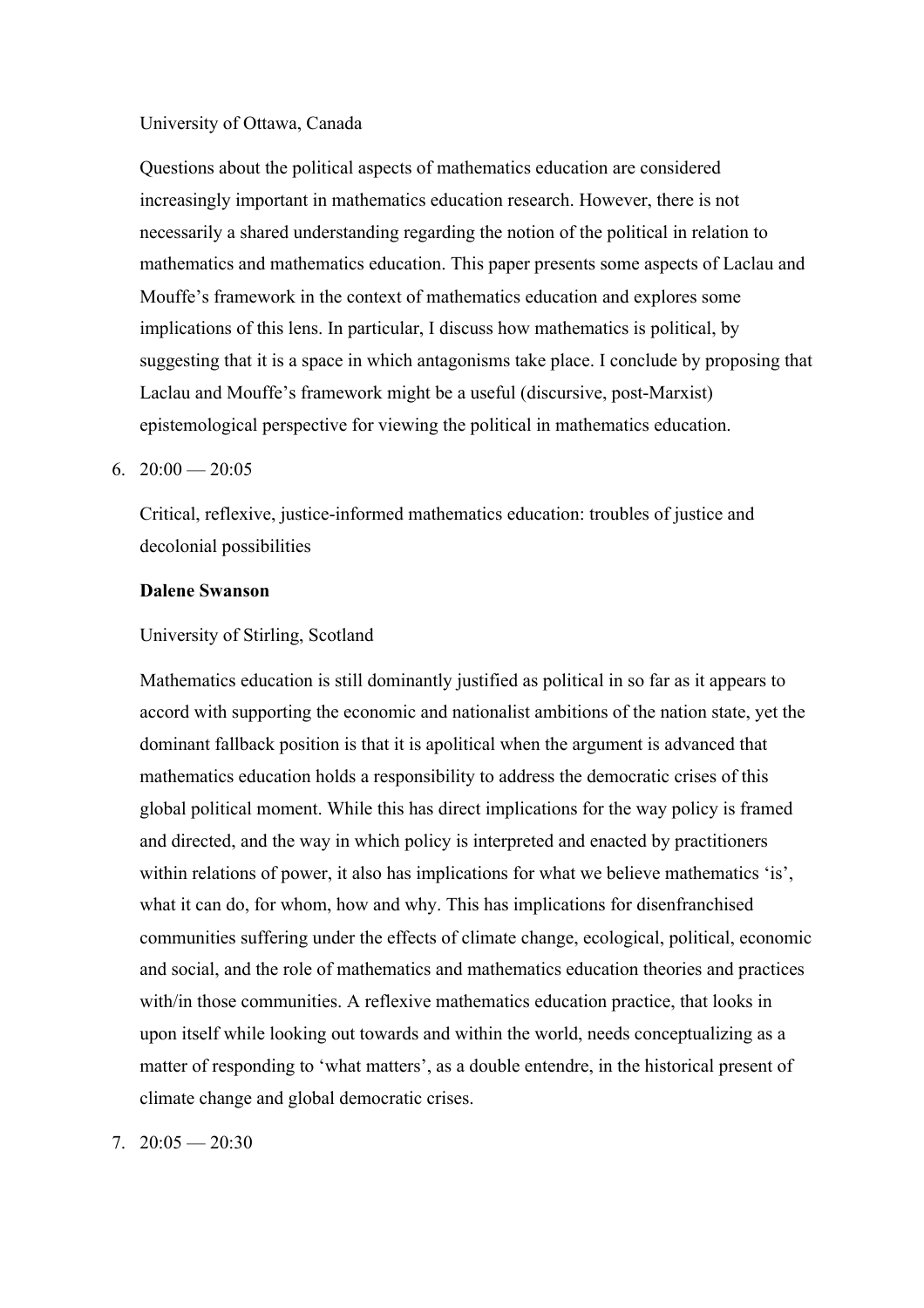University of Ottawa, Canada

Questions about the political aspects of mathematics education are considered increasingly important in mathematics education research. However, there is not necessarily a shared understanding regarding the notion of the political in relation to mathematics and mathematics education. This paper presents some aspects of Laclau and Mouffe's framework in the context of mathematics education and explores some implications of this lens. In particular, I discuss how mathematics is political, by suggesting that it is a space in which antagonisms take place. I conclude by proposing that Laclau and Mouffe's framework might be a useful (discursive, post-Marxist) epistemological perspective for viewing the political in mathematics education.

6. 20:00 — 20:05

   Critical, reflexive, justice-informed mathematics education: troubles of justice and decolonial possibilities

   **Dalene Swanson**

   University of Stirling, Scotland

   Mathematics education is still dominantly justified as political in so far as it appears to accord with supporting the economic and nationalist ambitions of the nation state, yet the dominant fallback position is that it is apolitical when the argument is advanced that mathematics education holds a responsibility to address the democratic crises of this global political moment. While this has direct implications for the way policy is framed and directed, and the way in which policy is interpreted and enacted by practitioners within relations of power, it also has implications for what we believe mathematics 'is', what it can do, for whom, how and why. This has implications for disenfranchised communities suffering under the effects of climate change, ecological, political, economic and social, and the role of mathematics and mathematics education theories and practices with/in those communities. A reflexive mathematics education practice, that looks in upon itself while looking out towards and within the world, needs conceptualizing as a matter of responding to 'what matters', as a double entendre, in the historical present of climate change and global democratic crises.

7. 20:05 — 20:30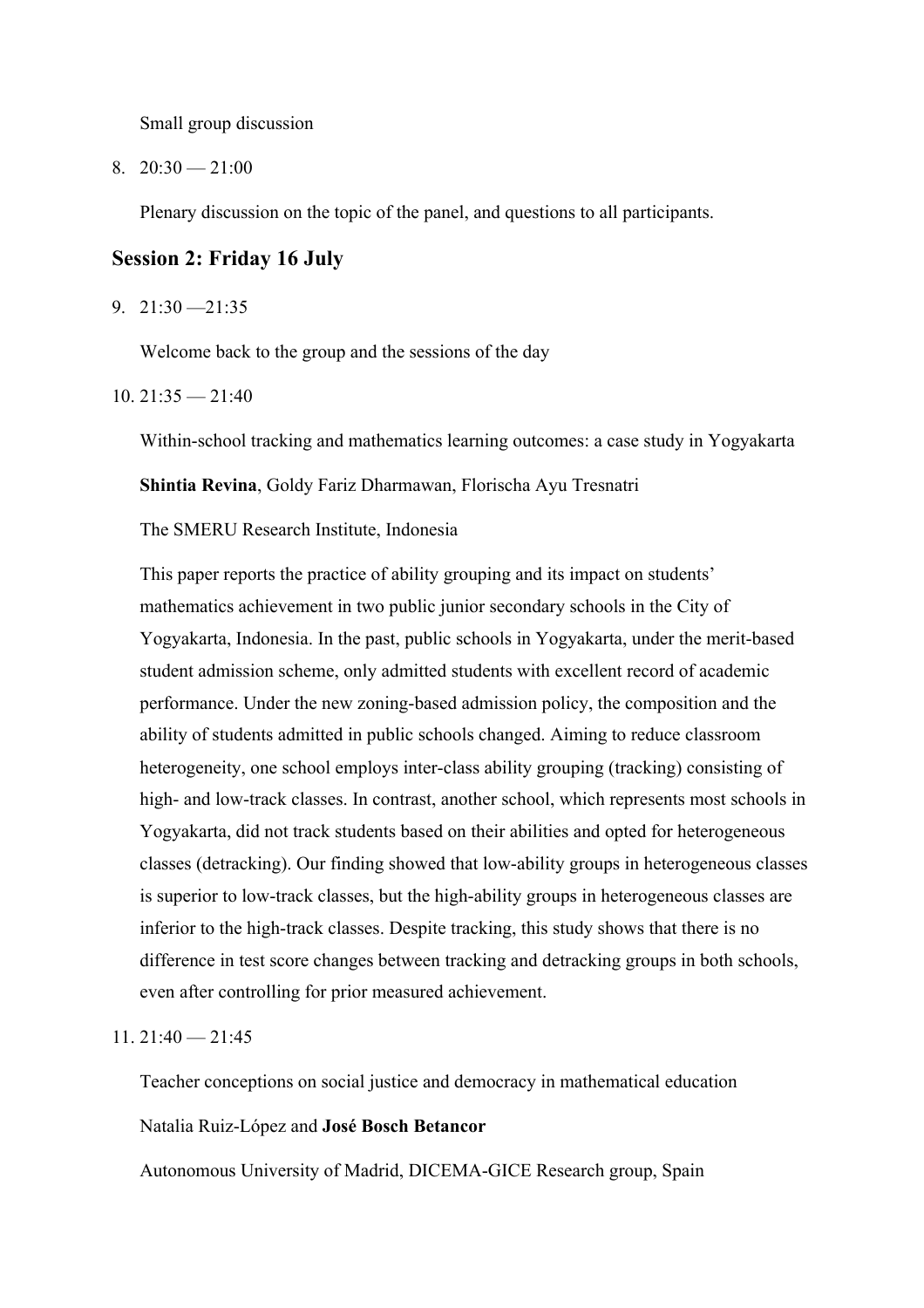Small group discussion

8. 20:30 — 21:00

   Plenary discussion on the topic of the panel, and questions to all participants.

## Session 2: Friday 16 July

9. 21:30 —21:35

   Welcome back to the group and the sessions of the day

10. 21:35 — 21:40

    Within-school tracking and mathematics learning outcomes: a case study in Yogyakarta

    **Shintia Revina**, Goldy Fariz Dharmawan, Florischa Ayu Tresnatri

    The SMERU Research Institute, Indonesia

    This paper reports the practice of ability grouping and its impact on students' mathematics achievement in two public junior secondary schools in the City of Yogyakarta, Indonesia. In the past, public schools in Yogyakarta, under the merit-based student admission scheme, only admitted students with excellent record of academic performance. Under the new zoning-based admission policy, the composition and the ability of students admitted in public schools changed. Aiming to reduce classroom heterogeneity, one school employs inter-class ability grouping (tracking) consisting of high- and low-track classes. In contrast, another school, which represents most schools in Yogyakarta, did not track students based on their abilities and opted for heterogeneous classes (detracking). Our finding showed that low-ability groups in heterogeneous classes is superior to low-track classes, but the high-ability groups in heterogeneous classes are inferior to the high-track classes. Despite tracking, this study shows that there is no difference in test score changes between tracking and detracking groups in both schools, even after controlling for prior measured achievement.

11. 21:40 — 21:45

    Teacher conceptions on social justice and democracy in mathematical education

    Natalia Ruiz-López and **José Bosch Betancor**

    Autonomous University of Madrid, DICEMA-GICE Research group, Spain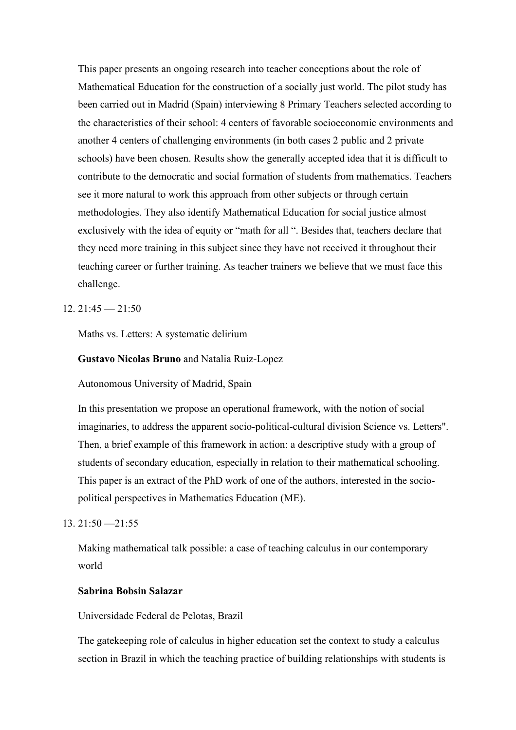This paper presents an ongoing research into teacher conceptions about the role of Mathematical Education for the construction of a socially just world. The pilot study has been carried out in Madrid (Spain) interviewing 8 Primary Teachers selected according to the characteristics of their school: 4 centers of favorable socioeconomic environments and another 4 centers of challenging environments (in both cases 2 public and 2 private schools) have been chosen. Results show the generally accepted idea that it is difficult to contribute to the democratic and social formation of students from mathematics. Teachers see it more natural to work this approach from other subjects or through certain methodologies. They also identify Mathematical Education for social justice almost exclusively with the idea of equity or "math for all ". Besides that, teachers declare that they need more training in this subject since they have not received it throughout their teaching career or further training. As teacher trainers we believe that we must face this challenge.

12. 21:45 — 21:50

    Maths vs. Letters: A systematic delirium

    **Gustavo Nicolas Bruno** and Natalia Ruiz-Lopez

    Autonomous University of Madrid, Spain

    In this presentation we propose an operational framework, with the notion of social imaginaries, to address the apparent socio-political-cultural division Science vs. Letters". Then, a brief example of this framework in action: a descriptive study with a group of students of secondary education, especially in relation to their mathematical schooling. This paper is an extract of the PhD work of one of the authors, interested in the socio-political perspectives in Mathematics Education (ME).

13. 21:50 —21:55

    Making mathematical talk possible: a case of teaching calculus in our contemporary world

    **Sabrina Bobsin Salazar**

    Universidade Federal de Pelotas, Brazil

    The gatekeeping role of calculus in higher education set the context to study a calculus section in Brazil in which the teaching practice of building relationships with students is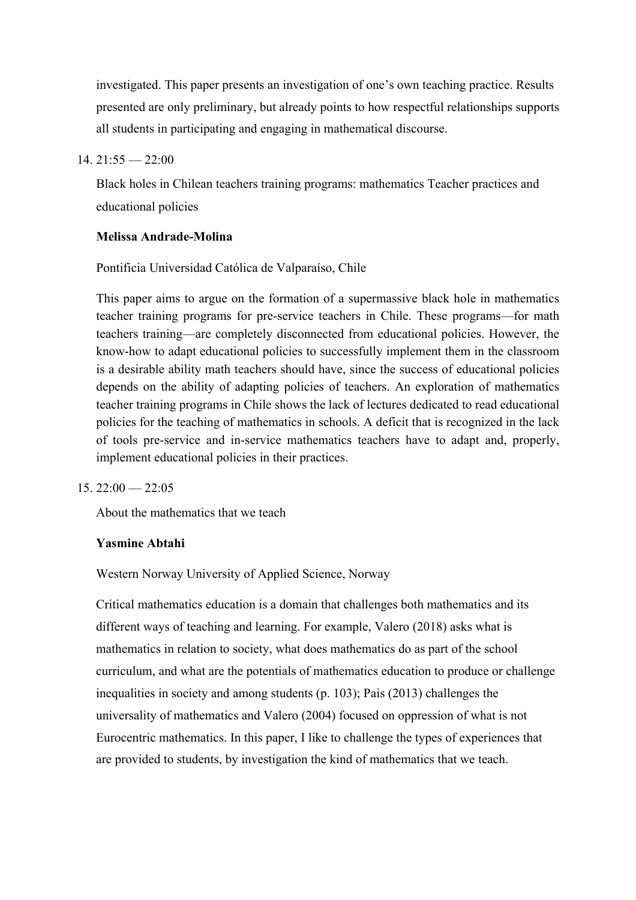investigated. This paper presents an investigation of one's own teaching practice. Results presented are only preliminary, but already points to how respectful relationships supports all students in participating and engaging in mathematical discourse.

14. 21:55 — 22:00

    Black holes in Chilean teachers training programs: mathematics Teacher practices and educational policies

    **Melissa Andrade-Molina**

    Pontificia Universidad Católica de Valparaíso, Chile

    This paper aims to argue on the formation of a supermassive black hole in mathematics teacher training programs for pre-service teachers in Chile. These programs—for math teachers training—are completely disconnected from educational policies. However, the know-how to adapt educational policies to successfully implement them in the classroom is a desirable ability math teachers should have, since the success of educational policies depends on the ability of adapting policies of teachers. An exploration of mathematics teacher training programs in Chile shows the lack of lectures dedicated to read educational policies for the teaching of mathematics in schools. A deficit that is recognized in the lack of tools pre-service and in-service mathematics teachers have to adapt and, properly, implement educational policies in their practices.

15. 22:00 — 22:05

    About the mathematics that we teach

    **Yasmine Abtahi**

    Western Norway University of Applied Science, Norway

    Critical mathematics education is a domain that challenges both mathematics and its different ways of teaching and learning. For example, Valero (2018) asks what is mathematics in relation to society, what does mathematics do as part of the school curriculum, and what are the potentials of mathematics education to produce or challenge inequalities in society and among students (p. 103); Pais (2013) challenges the universality of mathematics and Valero (2004) focused on oppression of what is not Eurocentric mathematics. In this paper, I like to challenge the types of experiences that are provided to students, by investigation the kind of mathematics that we teach.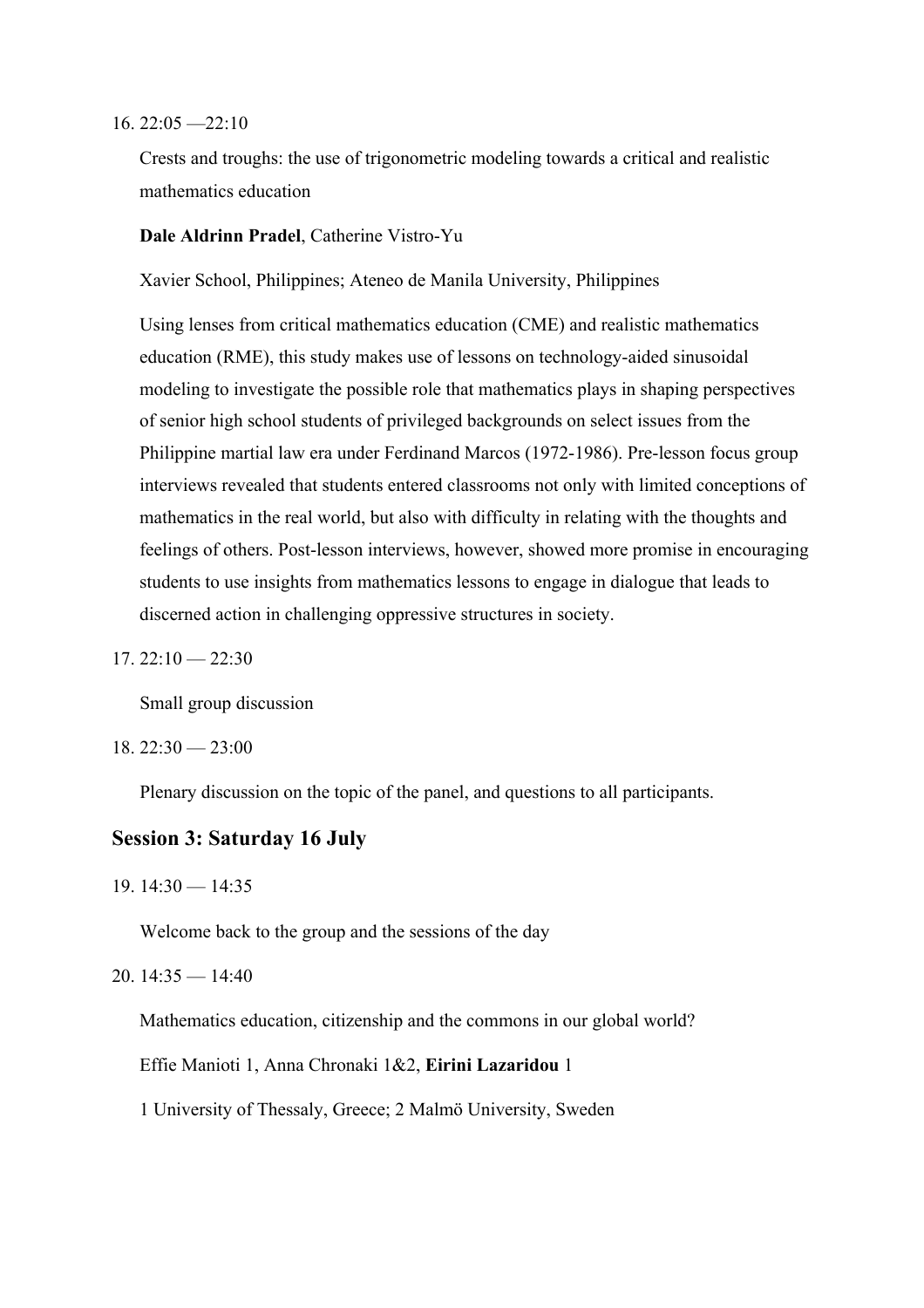16. 22:05 —22:10

    Crests and troughs: the use of trigonometric modeling towards a critical and realistic mathematics education

    **Dale Aldrinn Pradel**, Catherine Vistro-Yu

    Xavier School, Philippines; Ateneo de Manila University, Philippines

    Using lenses from critical mathematics education (CME) and realistic mathematics education (RME), this study makes use of lessons on technology-aided sinusoidal modeling to investigate the possible role that mathematics plays in shaping perspectives of senior high school students of privileged backgrounds on select issues from the Philippine martial law era under Ferdinand Marcos (1972-1986). Pre-lesson focus group interviews revealed that students entered classrooms not only with limited conceptions of mathematics in the real world, but also with difficulty in relating with the thoughts and feelings of others. Post-lesson interviews, however, showed more promise in encouraging students to use insights from mathematics lessons to engage in dialogue that leads to discerned action in challenging oppressive structures in society.

17. 22:10 — 22:30

    Small group discussion

18. 22:30 — 23:00

    Plenary discussion on the topic of the panel, and questions to all participants.

## Session 3: Saturday 16 July

19. 14:30 — 14:35

    Welcome back to the group and the sessions of the day

20. 14:35 — 14:40

    Mathematics education, citizenship and the commons in our global world?

    Effie Manioti 1, Anna Chronaki 1&2, **Eirini Lazaridou** 1

    1 University of Thessaly, Greece; 2 Malmö University, Sweden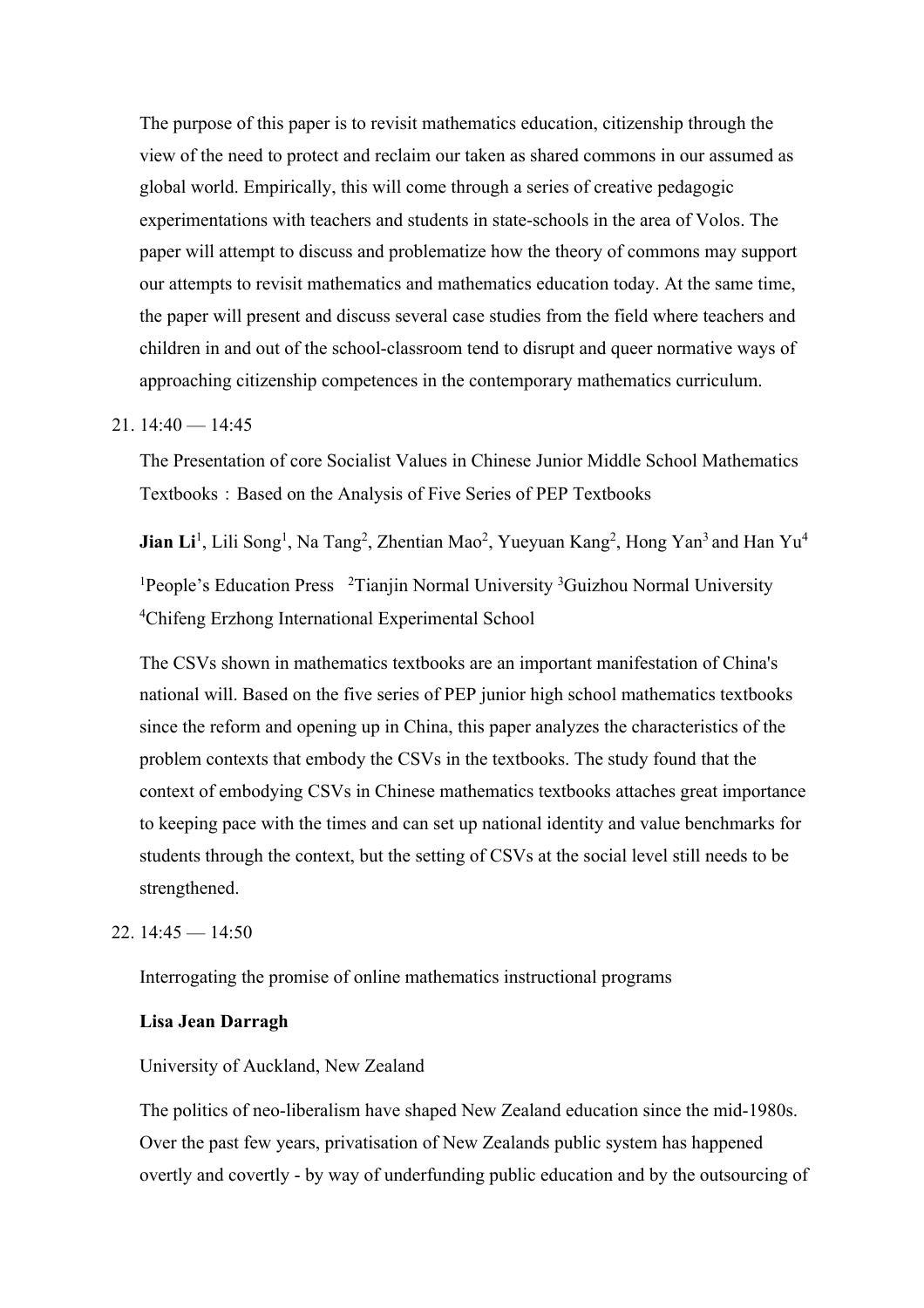The purpose of this paper is to revisit mathematics education, citizenship through the view of the need to protect and reclaim our taken as shared commons in our assumed as global world. Empirically, this will come through a series of creative pedagogic experimentations with teachers and students in state-schools in the area of Volos. The paper will attempt to discuss and problematize how the theory of commons may support our attempts to revisit mathematics and mathematics education today. At the same time, the paper will present and discuss several case studies from the field where teachers and children in and out of the school-classroom tend to disrupt and queer normative ways of approaching citizenship competences in the contemporary mathematics curriculum.

21. 14:40 — 14:45

    The Presentation of core Socialist Values in Chinese Junior Middle School Mathematics Textbooks：Based on the Analysis of Five Series of PEP Textbooks

    **Jian Li**[1], Lili Song[1], Na Tang[2], Zhentian Mao[2], Yueyuan Kang[2], Hong Yan[3] and Han Yu[4]

    [1]People's Education Press [2]Tianjin Normal University [3]Guizhou Normal University [4]Chifeng Erzhong International Experimental School

    The CSVs shown in mathematics textbooks are an important manifestation of China's national will. Based on the five series of PEP junior high school mathematics textbooks since the reform and opening up in China, this paper analyzes the characteristics of the problem contexts that embody the CSVs in the textbooks. The study found that the context of embodying CSVs in Chinese mathematics textbooks attaches great importance to keeping pace with the times and can set up national identity and value benchmarks for students through the context, but the setting of CSVs at the social level still needs to be strengthened.

22. 14:45 — 14:50

    Interrogating the promise of online mathematics instructional programs

    **Lisa Jean Darragh**

    University of Auckland, New Zealand

    The politics of neo-liberalism have shaped New Zealand education since the mid-1980s. Over the past few years, privatisation of New Zealands public system has happened overtly and covertly - by way of underfunding public education and by the outsourcing of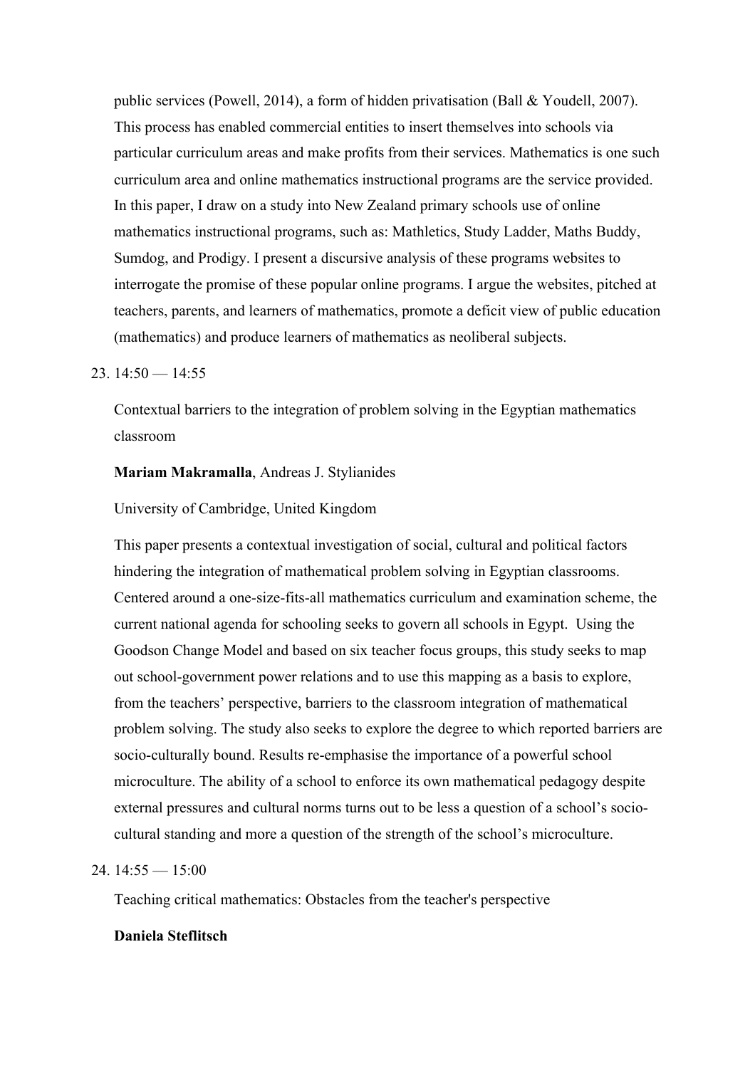public services (Powell, 2014), a form of hidden privatisation (Ball & Youdell, 2007). This process has enabled commercial entities to insert themselves into schools via particular curriculum areas and make profits from their services. Mathematics is one such curriculum area and online mathematics instructional programs are the service provided. In this paper, I draw on a study into New Zealand primary schools use of online mathematics instructional programs, such as: Mathletics, Study Ladder, Maths Buddy, Sumdog, and Prodigy. I present a discursive analysis of these programs websites to interrogate the promise of these popular online programs. I argue the websites, pitched at teachers, parents, and learners of mathematics, promote a deficit view of public education (mathematics) and produce learners of mathematics as neoliberal subjects.

23. 14:50 — 14:55

    Contextual barriers to the integration of problem solving in the Egyptian mathematics classroom

    **Mariam Makramalla**, Andreas J. Stylianides

    University of Cambridge, United Kingdom

    This paper presents a contextual investigation of social, cultural and political factors hindering the integration of mathematical problem solving in Egyptian classrooms. Centered around a one-size-fits-all mathematics curriculum and examination scheme, the current national agenda for schooling seeks to govern all schools in Egypt. Using the Goodson Change Model and based on six teacher focus groups, this study seeks to map out school-government power relations and to use this mapping as a basis to explore, from the teachers' perspective, barriers to the classroom integration of mathematical problem solving. The study also seeks to explore the degree to which reported barriers are socio-culturally bound. Results re-emphasise the importance of a powerful school microculture. The ability of a school to enforce its own mathematical pedagogy despite external pressures and cultural norms turns out to be less a question of a school's socio-cultural standing and more a question of the strength of the school's microculture.

24. 14:55 — 15:00

    Teaching critical mathematics: Obstacles from the teacher's perspective

    **Daniela Steflitsch**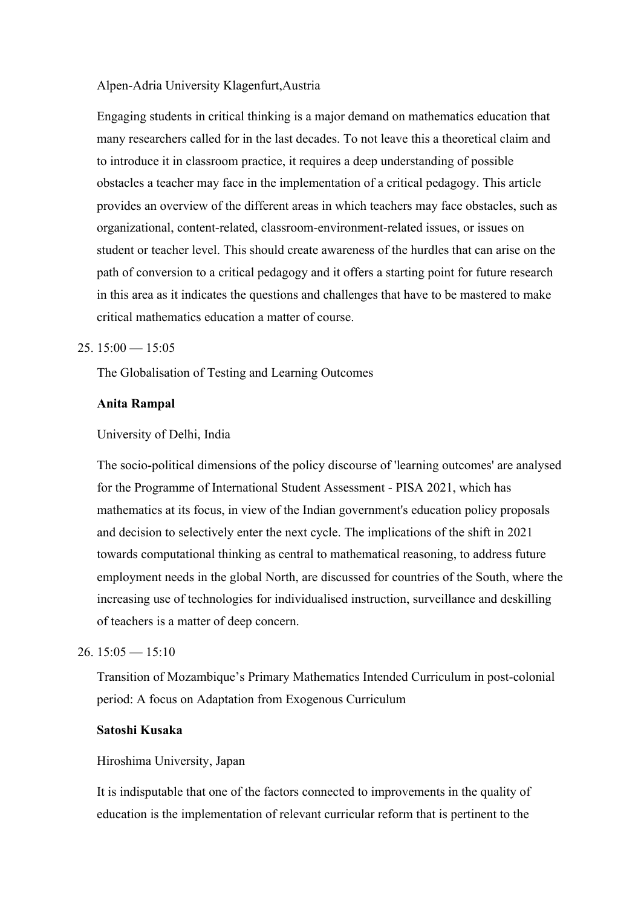Alpen-Adria University Klagenfurt,Austria

Engaging students in critical thinking is a major demand on mathematics education that many researchers called for in the last decades. To not leave this a theoretical claim and to introduce it in classroom practice, it requires a deep understanding of possible obstacles a teacher may face in the implementation of a critical pedagogy. This article provides an overview of the different areas in which teachers may face obstacles, such as organizational, content-related, classroom-environment-related issues, or issues on student or teacher level. This should create awareness of the hurdles that can arise on the path of conversion to a critical pedagogy and it offers a starting point for future research in this area as it indicates the questions and challenges that have to be mastered to make critical mathematics education a matter of course.

25. 15:00 — 15:05

    The Globalisation of Testing and Learning Outcomes

    **Anita Rampal**

    University of Delhi, India

    The socio-political dimensions of the policy discourse of 'learning outcomes' are analysed for the Programme of International Student Assessment - PISA 2021, which has mathematics at its focus, in view of the Indian government's education policy proposals and decision to selectively enter the next cycle. The implications of the shift in 2021 towards computational thinking as central to mathematical reasoning, to address future employment needs in the global North, are discussed for countries of the South, where the increasing use of technologies for individualised instruction, surveillance and deskilling of teachers is a matter of deep concern.

26. 15:05 — 15:10

    Transition of Mozambique's Primary Mathematics Intended Curriculum in post-colonial period: A focus on Adaptation from Exogenous Curriculum

    **Satoshi Kusaka**

    Hiroshima University, Japan

    It is indisputable that one of the factors connected to improvements in the quality of education is the implementation of relevant curricular reform that is pertinent to the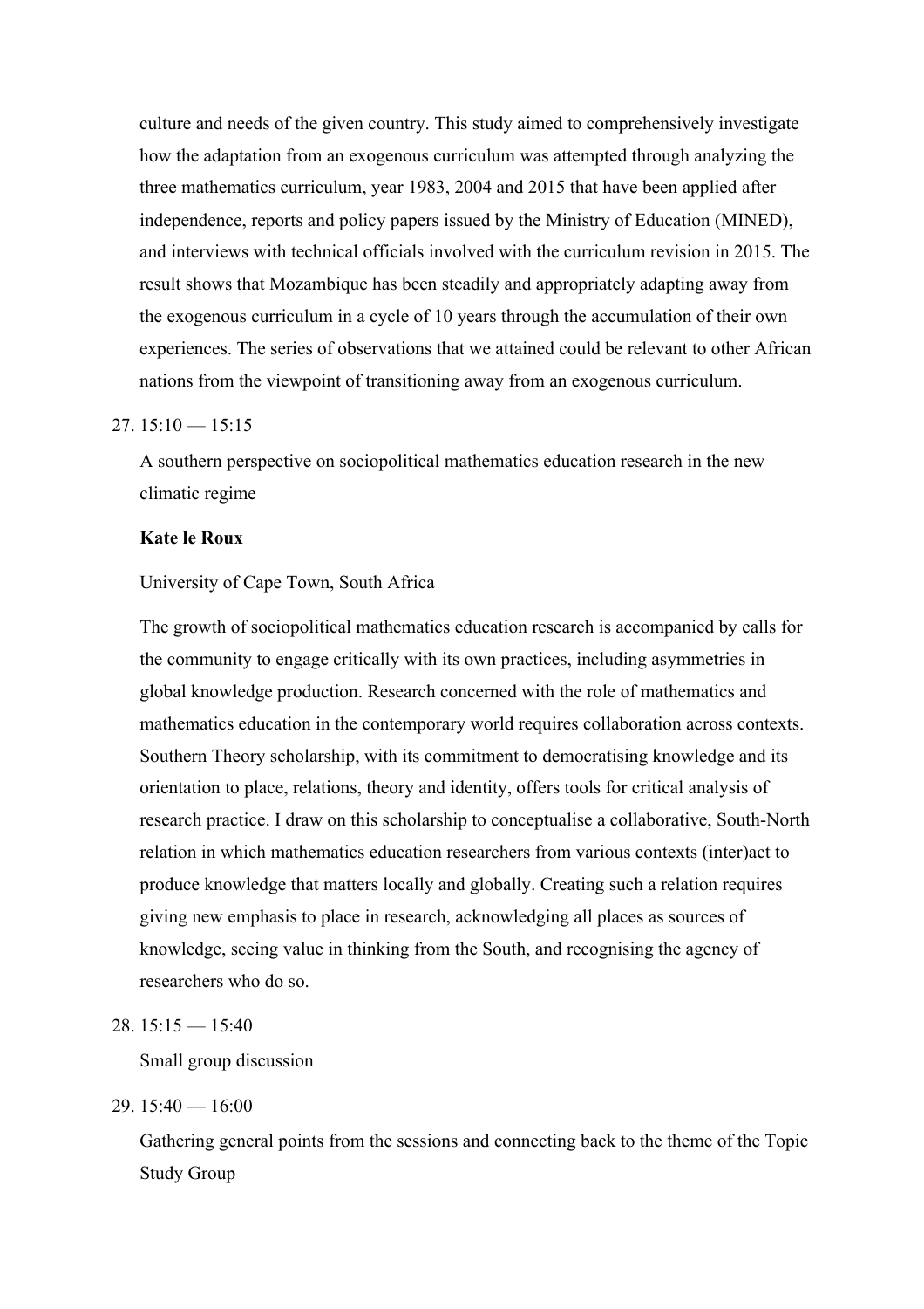culture and needs of the given country. This study aimed to comprehensively investigate how the adaptation from an exogenous curriculum was attempted through analyzing the three mathematics curriculum, year 1983, 2004 and 2015 that have been applied after independence, reports and policy papers issued by the Ministry of Education (MINED), and interviews with technical officials involved with the curriculum revision in 2015. The result shows that Mozambique has been steadily and appropriately adapting away from the exogenous curriculum in a cycle of 10 years through the accumulation of their own experiences. The series of observations that we attained could be relevant to other African nations from the viewpoint of transitioning away from an exogenous curriculum.

27. 15:10 — 15:15

    A southern perspective on sociopolitical mathematics education research in the new climatic regime

    **Kate le Roux**

    University of Cape Town, South Africa

    The growth of sociopolitical mathematics education research is accompanied by calls for the community to engage critically with its own practices, including asymmetries in global knowledge production. Research concerned with the role of mathematics and mathematics education in the contemporary world requires collaboration across contexts. Southern Theory scholarship, with its commitment to democratising knowledge and its orientation to place, relations, theory and identity, offers tools for critical analysis of research practice. I draw on this scholarship to conceptualise a collaborative, South-North relation in which mathematics education researchers from various contexts (inter)act to produce knowledge that matters locally and globally. Creating such a relation requires giving new emphasis to place in research, acknowledging all places as sources of knowledge, seeing value in thinking from the South, and recognising the agency of researchers who do so.

28. 15:15 — 15:40

    Small group discussion

29. 15:40 — 16:00

    Gathering general points from the sessions and connecting back to the theme of the Topic Study Group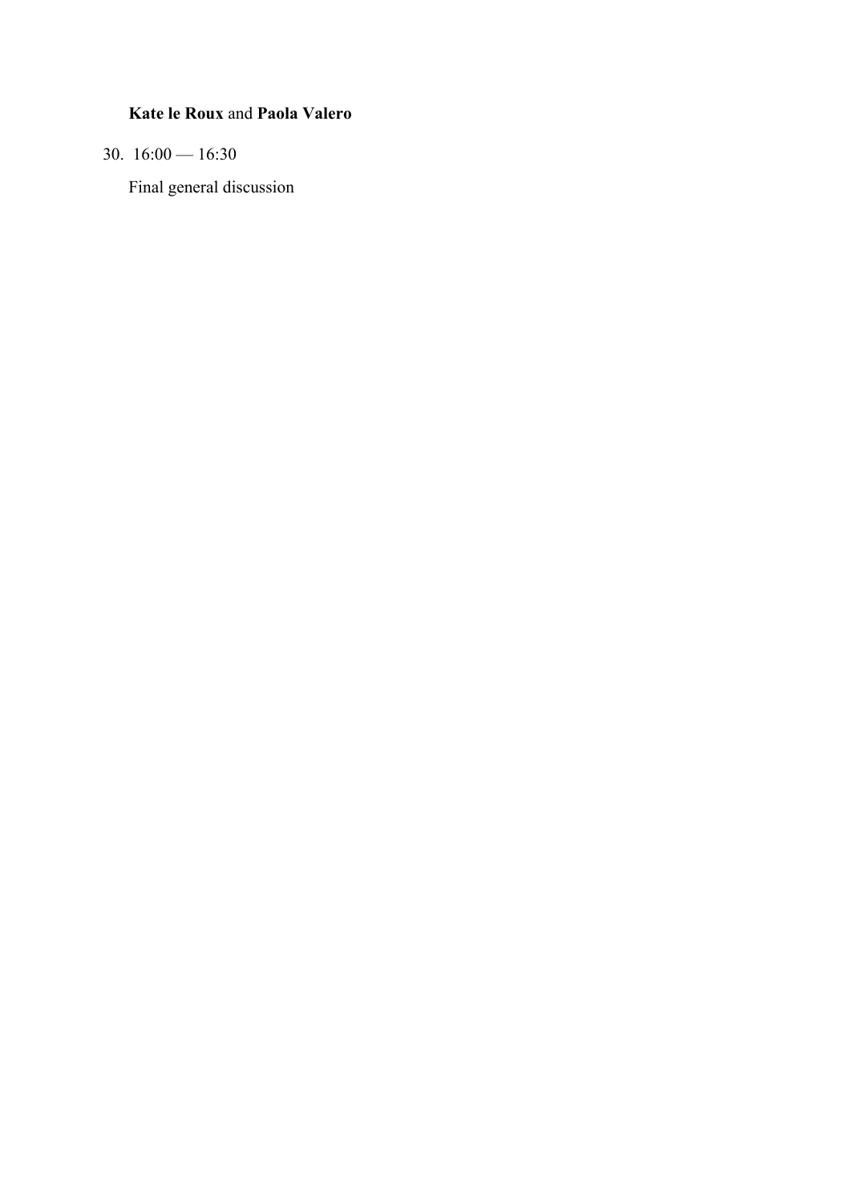**Kate le Roux** and **Paola Valero**

30. 16:00 — 16:30

    Final general discussion